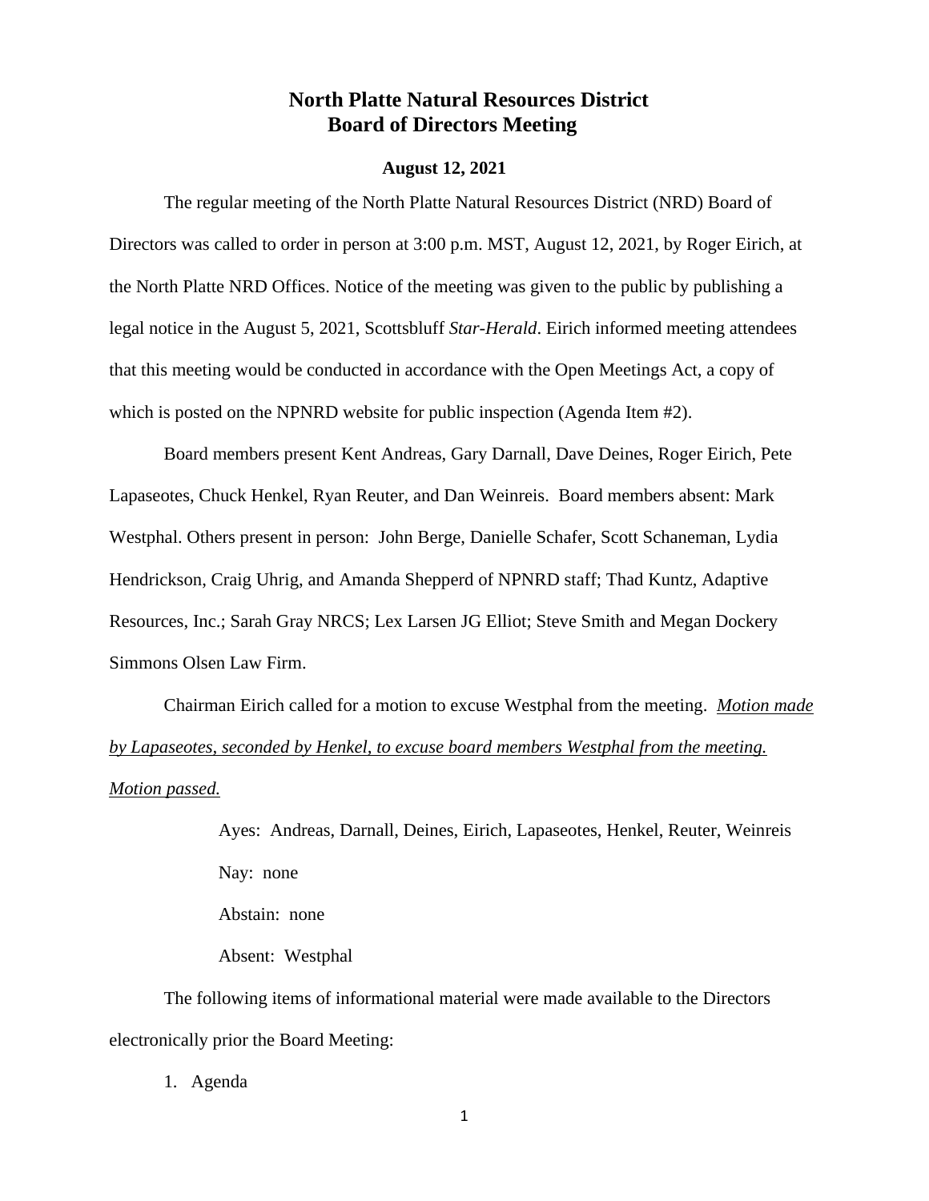# North Platte Natural Resources District
# Board of Directors Meeting

**August 12, 2021**

The regular meeting of the North Platte Natural Resources District (NRD) Board of Directors was called to order in person at 3:00 p.m. MST, August 12, 2021, by Roger Eirich, at the North Platte NRD Offices. Notice of the meeting was given to the public by publishing a legal notice in the August 5, 2021, Scottsbluff *Star-Herald*. Eirich informed meeting attendees that this meeting would be conducted in accordance with the Open Meetings Act, a copy of which is posted on the NPNRD website for public inspection (Agenda Item #2).

Board members present Kent Andreas, Gary Darnall, Dave Deines, Roger Eirich, Pete Lapaseotes, Chuck Henkel, Ryan Reuter, and Dan Weinreis. Board members absent: Mark Westphal. Others present in person: John Berge, Danielle Schafer, Scott Schaneman, Lydia Hendrickson, Craig Uhrig, and Amanda Shepperd of NPNRD staff; Thad Kuntz, Adaptive Resources, Inc.; Sarah Gray NRCS; Lex Larsen JG Elliot; Steve Smith and Megan Dockery Simmons Olsen Law Firm.

Chairman Eirich called for a motion to excuse Westphal from the meeting. *Motion made by Lapaseotes, seconded by Henkel, to excuse board members Westphal from the meeting. Motion passed.*

> Ayes: Andreas, Darnall, Deines, Eirich, Lapaseotes, Henkel, Reuter, Weinreis
>
> Nay: none
>
> Abstain: none
>
> Absent: Westphal

The following items of informational material were made available to the Directors electronically prior the Board Meeting:

1. Agenda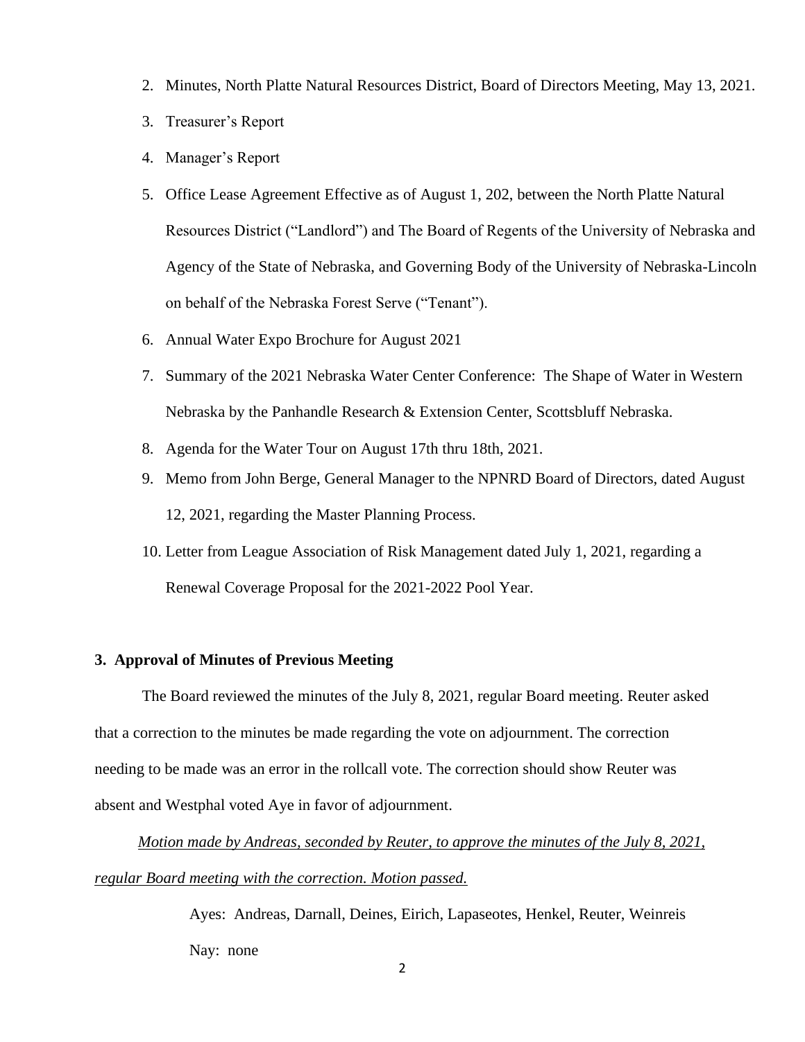2. Minutes, North Platte Natural Resources District, Board of Directors Meeting, May 13, 2021.
3. Treasurer's Report
4. Manager's Report
5. Office Lease Agreement Effective as of August 1, 202, between the North Platte Natural Resources District ("Landlord") and The Board of Regents of the University of Nebraska and Agency of the State of Nebraska, and Governing Body of the University of Nebraska-Lincoln on behalf of the Nebraska Forest Serve ("Tenant").
6. Annual Water Expo Brochure for August 2021
7. Summary of the 2021 Nebraska Water Center Conference: The Shape of Water in Western Nebraska by the Panhandle Research & Extension Center, Scottsbluff Nebraska.
8. Agenda for the Water Tour on August 17th thru 18th, 2021.
9. Memo from John Berge, General Manager to the NPNRD Board of Directors, dated August 12, 2021, regarding the Master Planning Process.
10. Letter from League Association of Risk Management dated July 1, 2021, regarding a Renewal Coverage Proposal for the 2021-2022 Pool Year.

**3. Approval of Minutes of Previous Meeting**

The Board reviewed the minutes of the July 8, 2021, regular Board meeting. Reuter asked that a correction to the minutes be made regarding the vote on adjournment. The correction needing to be made was an error in the rollcall vote. The correction should show Reuter was absent and Westphal voted Aye in favor of adjournment.

*Motion made by Andreas, seconded by Reuter, to approve the minutes of the July 8, 2021, regular Board meeting with the correction. Motion passed.*

Ayes: Andreas, Darnall, Deines, Eirich, Lapaseotes, Henkel, Reuter, Weinreis

Nay: none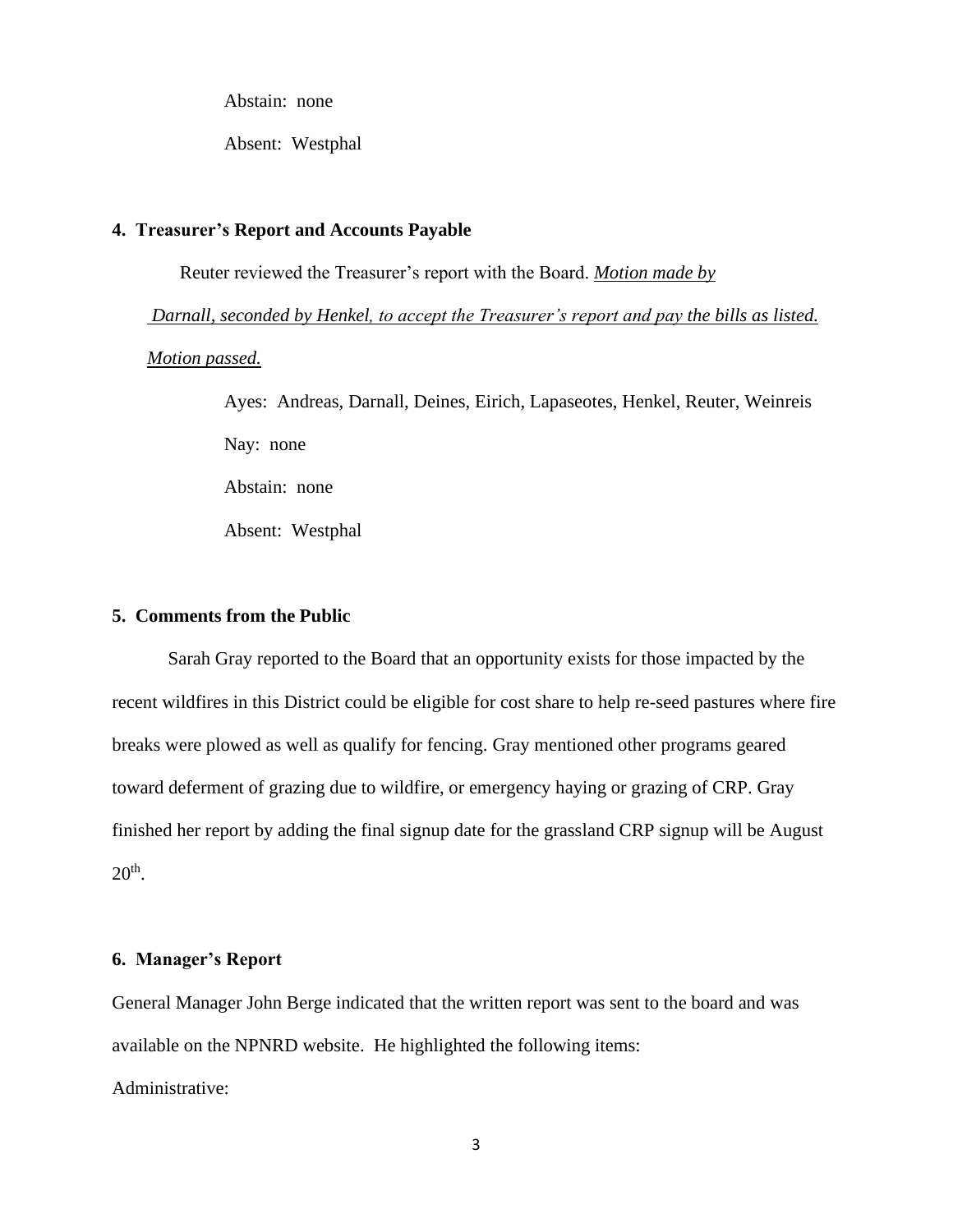Abstain: none

Absent: Westphal

**4. Treasurer's Report and Accounts Payable**

Reuter reviewed the Treasurer's report with the Board. *Motion made by Darnall, seconded by Henkel, to accept the Treasurer's report and pay the bills as listed. Motion passed.*

Ayes: Andreas, Darnall, Deines, Eirich, Lapaseotes, Henkel, Reuter, Weinreis

Nay: none

Abstain: none

Absent: Westphal

**5. Comments from the Public**

Sarah Gray reported to the Board that an opportunity exists for those impacted by the recent wildfires in this District could be eligible for cost share to help re-seed pastures where fire breaks were plowed as well as qualify for fencing. Gray mentioned other programs geared toward deferment of grazing due to wildfire, or emergency haying or grazing of CRP. Gray finished her report by adding the final signup date for the grassland CRP signup will be August 20th.

**6. Manager's Report**

General Manager John Berge indicated that the written report was sent to the board and was available on the NPNRD website. He highlighted the following items:

Administrative: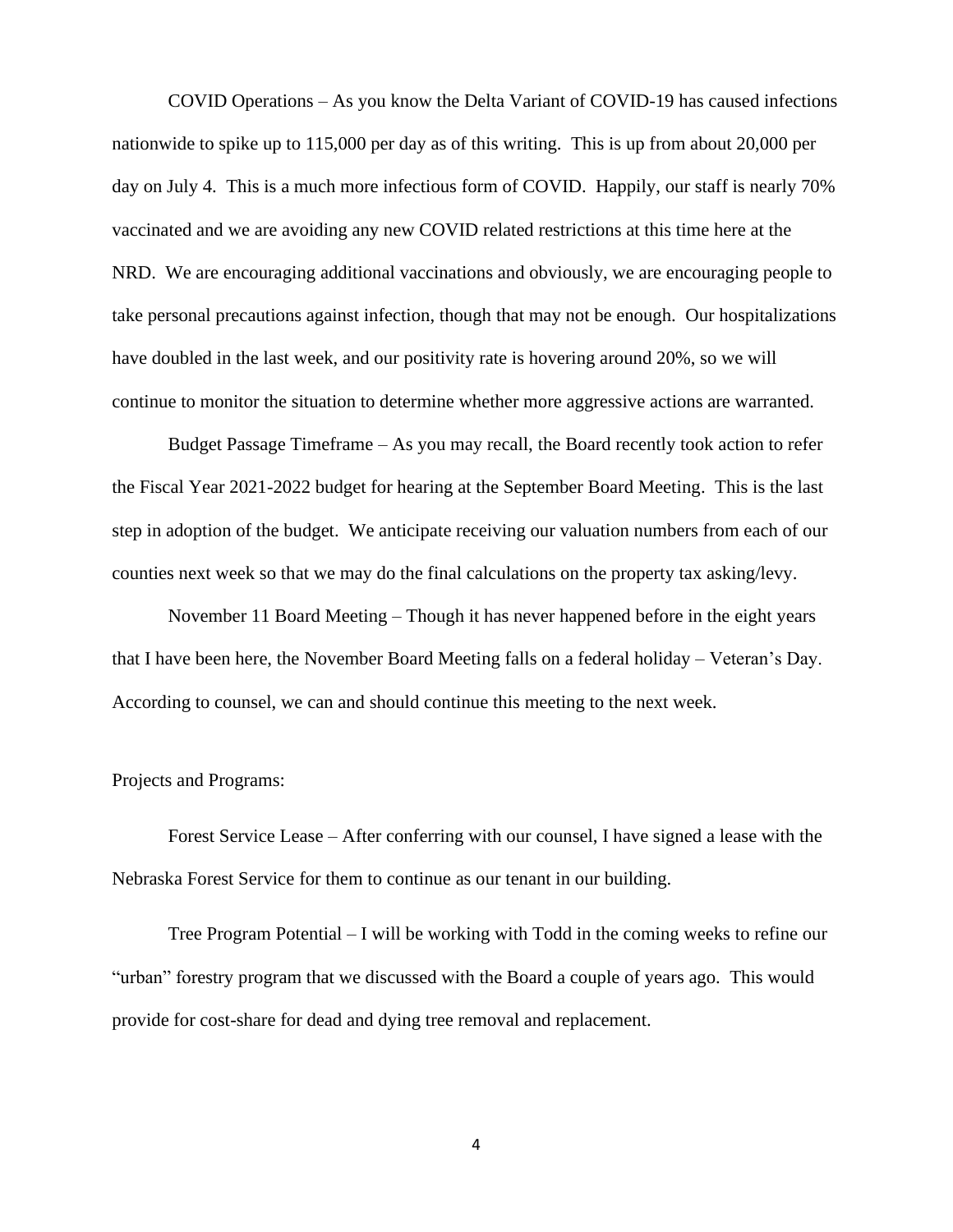COVID Operations – As you know the Delta Variant of COVID-19 has caused infections nationwide to spike up to 115,000 per day as of this writing. This is up from about 20,000 per day on July 4. This is a much more infectious form of COVID. Happily, our staff is nearly 70% vaccinated and we are avoiding any new COVID related restrictions at this time here at the NRD. We are encouraging additional vaccinations and obviously, we are encouraging people to take personal precautions against infection, though that may not be enough. Our hospitalizations have doubled in the last week, and our positivity rate is hovering around 20%, so we will continue to monitor the situation to determine whether more aggressive actions are warranted.

Budget Passage Timeframe – As you may recall, the Board recently took action to refer the Fiscal Year 2021-2022 budget for hearing at the September Board Meeting. This is the last step in adoption of the budget. We anticipate receiving our valuation numbers from each of our counties next week so that we may do the final calculations on the property tax asking/levy.

November 11 Board Meeting – Though it has never happened before in the eight years that I have been here, the November Board Meeting falls on a federal holiday – Veteran's Day. According to counsel, we can and should continue this meeting to the next week.

Projects and Programs:

Forest Service Lease – After conferring with our counsel, I have signed a lease with the Nebraska Forest Service for them to continue as our tenant in our building.

Tree Program Potential – I will be working with Todd in the coming weeks to refine our "urban" forestry program that we discussed with the Board a couple of years ago. This would provide for cost-share for dead and dying tree removal and replacement.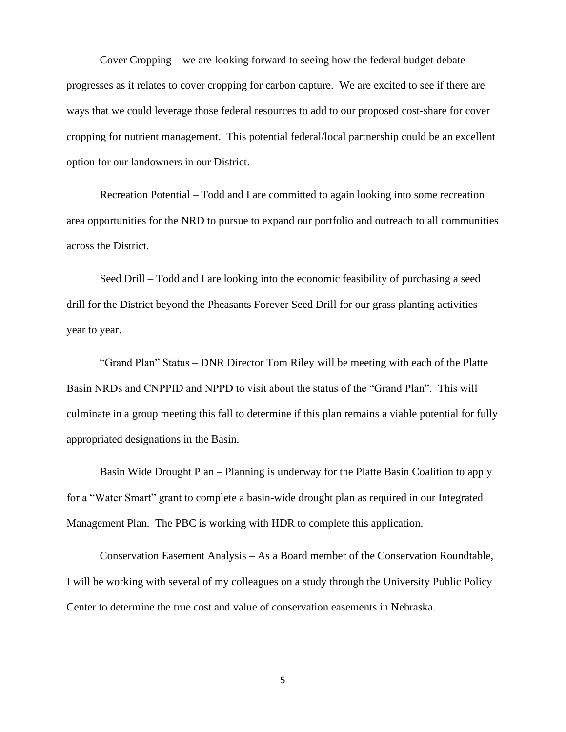Cover Cropping – we are looking forward to seeing how the federal budget debate progresses as it relates to cover cropping for carbon capture. We are excited to see if there are ways that we could leverage those federal resources to add to our proposed cost-share for cover cropping for nutrient management. This potential federal/local partnership could be an excellent option for our landowners in our District.

Recreation Potential – Todd and I are committed to again looking into some recreation area opportunities for the NRD to pursue to expand our portfolio and outreach to all communities across the District.

Seed Drill – Todd and I are looking into the economic feasibility of purchasing a seed drill for the District beyond the Pheasants Forever Seed Drill for our grass planting activities year to year.

"Grand Plan" Status – DNR Director Tom Riley will be meeting with each of the Platte Basin NRDs and CNPPID and NPPD to visit about the status of the "Grand Plan". This will culminate in a group meeting this fall to determine if this plan remains a viable potential for fully appropriated designations in the Basin.

Basin Wide Drought Plan – Planning is underway for the Platte Basin Coalition to apply for a "Water Smart" grant to complete a basin-wide drought plan as required in our Integrated Management Plan. The PBC is working with HDR to complete this application.

Conservation Easement Analysis – As a Board member of the Conservation Roundtable, I will be working with several of my colleagues on a study through the University Public Policy Center to determine the true cost and value of conservation easements in Nebraska.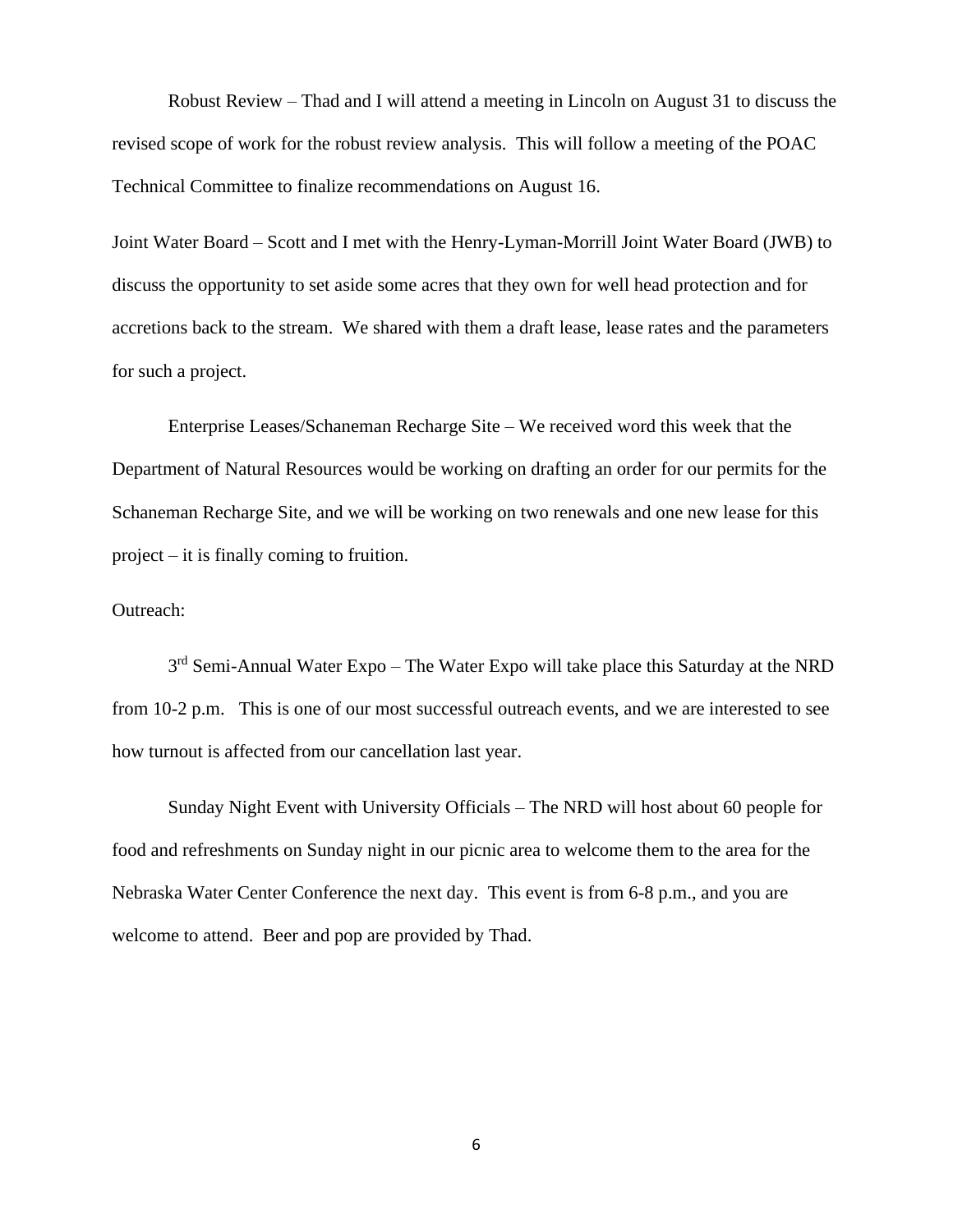Robust Review – Thad and I will attend a meeting in Lincoln on August 31 to discuss the revised scope of work for the robust review analysis. This will follow a meeting of the POAC Technical Committee to finalize recommendations on August 16.

Joint Water Board – Scott and I met with the Henry-Lyman-Morrill Joint Water Board (JWB) to discuss the opportunity to set aside some acres that they own for well head protection and for accretions back to the stream. We shared with them a draft lease, lease rates and the parameters for such a project.

Enterprise Leases/Schaneman Recharge Site – We received word this week that the Department of Natural Resources would be working on drafting an order for our permits for the Schaneman Recharge Site, and we will be working on two renewals and one new lease for this project – it is finally coming to fruition.

Outreach:

3rd Semi-Annual Water Expo – The Water Expo will take place this Saturday at the NRD from 10-2 p.m. This is one of our most successful outreach events, and we are interested to see how turnout is affected from our cancellation last year.

Sunday Night Event with University Officials – The NRD will host about 60 people for food and refreshments on Sunday night in our picnic area to welcome them to the area for the Nebraska Water Center Conference the next day. This event is from 6-8 p.m., and you are welcome to attend. Beer and pop are provided by Thad.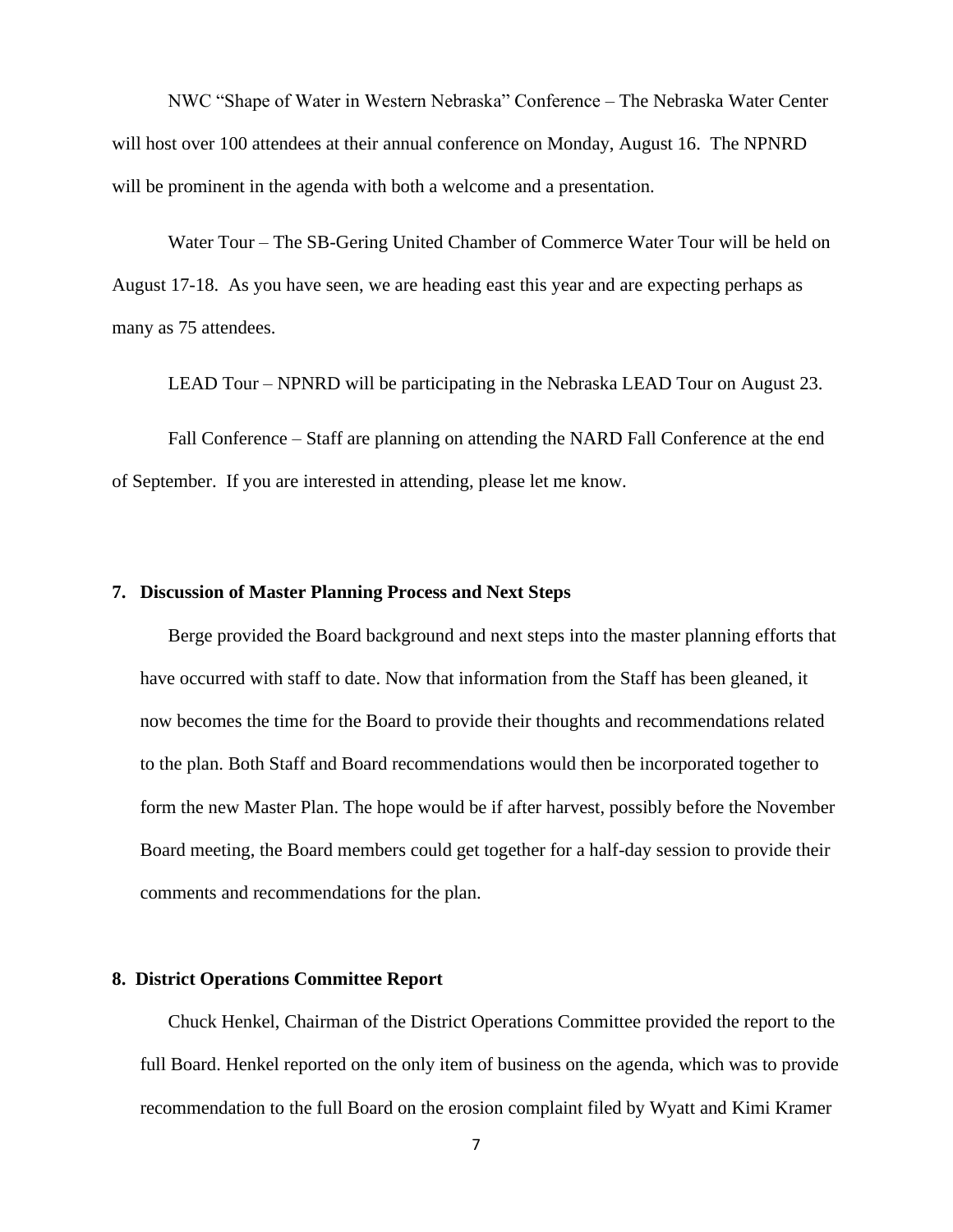NWC "Shape of Water in Western Nebraska" Conference – The Nebraska Water Center will host over 100 attendees at their annual conference on Monday, August 16. The NPNRD will be prominent in the agenda with both a welcome and a presentation.

Water Tour – The SB-Gering United Chamber of Commerce Water Tour will be held on August 17-18. As you have seen, we are heading east this year and are expecting perhaps as many as 75 attendees.

LEAD Tour – NPNRD will be participating in the Nebraska LEAD Tour on August 23.

Fall Conference – Staff are planning on attending the NARD Fall Conference at the end of September. If you are interested in attending, please let me know.

## 7. Discussion of Master Planning Process and Next Steps

Berge provided the Board background and next steps into the master planning efforts that have occurred with staff to date. Now that information from the Staff has been gleaned, it now becomes the time for the Board to provide their thoughts and recommendations related to the plan. Both Staff and Board recommendations would then be incorporated together to form the new Master Plan. The hope would be if after harvest, possibly before the November Board meeting, the Board members could get together for a half-day session to provide their comments and recommendations for the plan.

## 8. District Operations Committee Report

Chuck Henkel, Chairman of the District Operations Committee provided the report to the full Board. Henkel reported on the only item of business on the agenda, which was to provide recommendation to the full Board on the erosion complaint filed by Wyatt and Kimi Kramer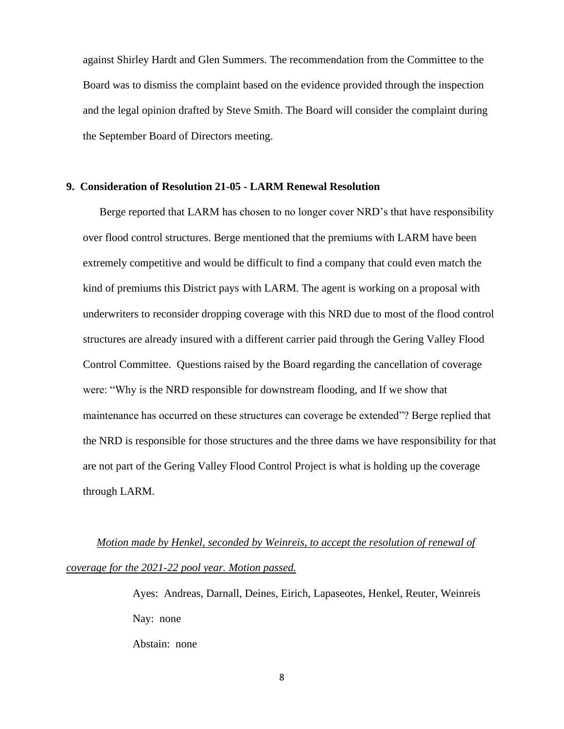against Shirley Hardt and Glen Summers. The recommendation from the Committee to the Board was to dismiss the complaint based on the evidence provided through the inspection and the legal opinion drafted by Steve Smith. The Board will consider the complaint during the September Board of Directors meeting.

**9. Consideration of Resolution 21-05 - LARM Renewal Resolution**

Berge reported that LARM has chosen to no longer cover NRD's that have responsibility over flood control structures. Berge mentioned that the premiums with LARM have been extremely competitive and would be difficult to find a company that could even match the kind of premiums this District pays with LARM. The agent is working on a proposal with underwriters to reconsider dropping coverage with this NRD due to most of the flood control structures are already insured with a different carrier paid through the Gering Valley Flood Control Committee. Questions raised by the Board regarding the cancellation of coverage were: "Why is the NRD responsible for downstream flooding, and If we show that maintenance has occurred on these structures can coverage be extended"? Berge replied that the NRD is responsible for those structures and the three dams we have responsibility for that are not part of the Gering Valley Flood Control Project is what is holding up the coverage through LARM.

*Motion made by Henkel, seconded by Weinreis, to accept the resolution of renewal of coverage for the 2021-22 pool year. Motion passed.*

Ayes: Andreas, Darnall, Deines, Eirich, Lapaseotes, Henkel, Reuter, Weinreis

Nay: none

Abstain: none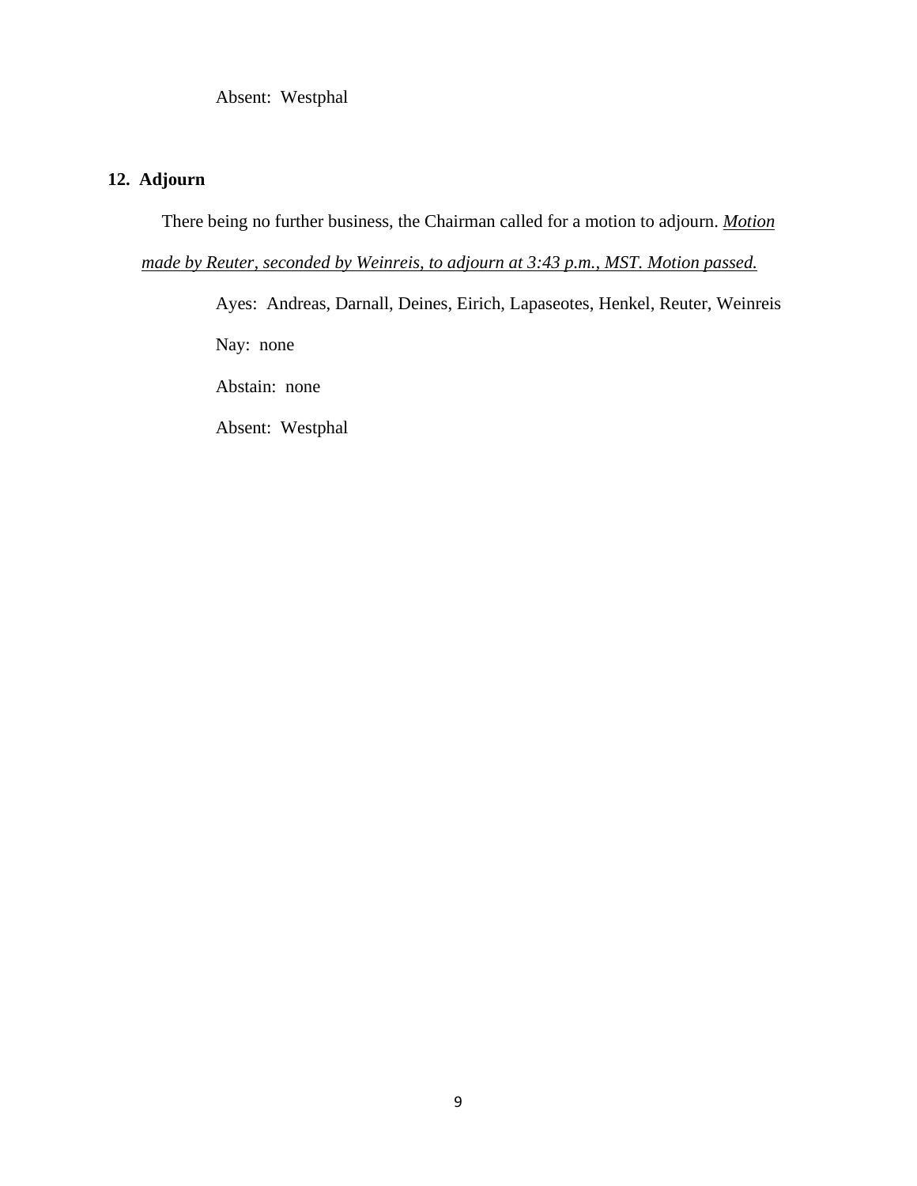Absent: Westphal

**12. Adjourn**

There being no further business, the Chairman called for a motion to adjourn. *Motion made by Reuter, seconded by Weinreis, to adjourn at 3:43 p.m., MST. Motion passed.*

Ayes: Andreas, Darnall, Deines, Eirich, Lapaseotes, Henkel, Reuter, Weinreis

Nay: none

Abstain: none

Absent: Westphal